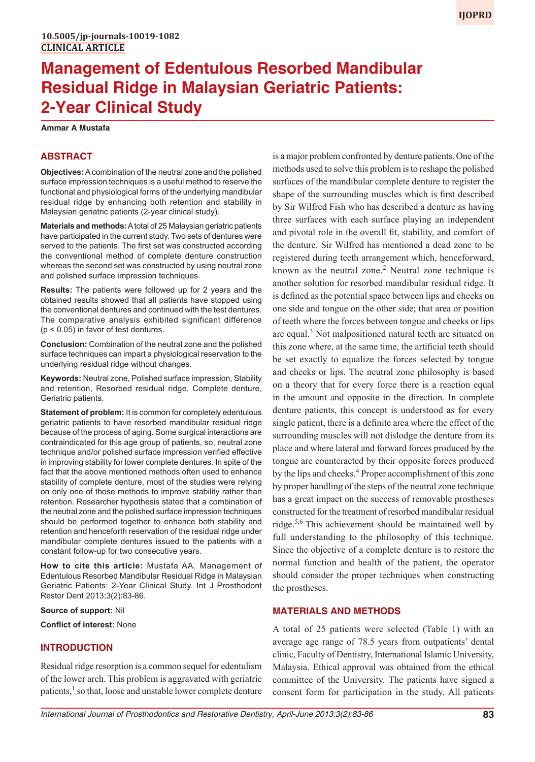10.5005/jp-journals-10019-1082

CLINICAL ARTICLE

# Management of Edentulous Resorbed Mandibular Residual Ridge in Malaysian Geriatric Patients: 2-Year Clinical Study

**Ammar A Mustafa**

## ABSTRACT

**Objectives:** A combination of the neutral zone and the polished surface impression techniques is a useful method to reserve the functional and physiological forms of the underlying mandibular residual ridge by enhancing both retention and stability in Malaysian geriatric patients (2-year clinical study).

**Materials and methods:** A total of 25 Malaysian geriatric patients have participated in the current study. Two sets of dentures were served to the patients. The first set was constructed according the conventional method of complete denture construction whereas the second set was constructed by using neutral zone and polished surface impression techniques.

**Results:** The patients were followed up for 2 years and the obtained results showed that all patients have stopped using the conventional dentures and continued with the test dentures. The comparative analysis exhibited significant difference ($p < 0.05$) in favor of test dentures.

**Conclusion:** Combination of the neutral zone and the polished surface techniques can impart a physiological reservation to the underlying residual ridge without changes.

**Keywords:** Neutral zone, Polished surface impression, Stability and retention, Resorbed residual ridge, Complete denture, Geriatric patients.

**Statement of problem:** It is common for completely edentulous geriatric patients to have resorbed mandibular residual ridge because of the process of aging. Some surgical interactions are contraindicated for this age group of patients, so, neutral zone technique and/or polished surface impression verified effective in improving stability for lower complete dentures. In spite of the fact that the above mentioned methods often used to enhance stability of complete denture, most of the studies were relying on only one of those methods to improve stability rather than retention. Researcher hypothesis stated that a combination of the neutral zone and the polished surface impression techniques should be performed together to enhance both stability and retention and henceforth reservation of the residual ridge under mandibular complete dentures issued to the patients with a constant follow-up for two consecutive years.

**How to cite this article:** Mustafa AA. Management of Edentulous Resorbed Mandibular Residual Ridge in Malaysian Geriatric Patients: 2-Year Clinical Study. Int J Prosthodont Restor Dent 2013;3(2):83-86.

**Source of support:** Nil

**Conflict of interest:** None

## INTRODUCTION

Residual ridge resorption is a common sequel for edentulism of the lower arch. This problem is aggravated with geriatric patients,[1] so that, loose and unstable lower complete denture is a major problem confronted by denture patients. One of the methods used to solve this problem is to reshape the polished surfaces of the mandibular complete denture to register the shape of the surrounding muscles which is first described by Sir Wilfred Fish who has described a denture as having three surfaces with each surface playing an independent and pivotal role in the overall fit, stability, and comfort of the denture. Sir Wilfred has mentioned a dead zone to be registered during teeth arrangement which, henceforward, known as the neutral zone.[2] Neutral zone technique is another solution for resorbed mandibular residual ridge. It is defined as the potential space between lips and cheeks on one side and tongue on the other side; that area or position of teeth where the forces between tongue and cheeks or lips are equal.[3] Not malpositioned natural teeth are situated on this zone where, at the same time, the artificial teeth should be set exactly to equalize the forces selected by tongue and cheeks or lips. The neutral zone philosophy is based on a theory that for every force there is a reaction equal in the amount and opposite in the direction. In complete denture patients, this concept is understood as for every single patient, there is a definite area where the effect of the surrounding muscles will not dislodge the denture from its place and where lateral and forward forces produced by the tongue are counteracted by their opposite forces produced by the lips and cheeks.[4] Proper accomplishment of this zone by proper handling of the steps of the neutral zone technique has a great impact on the success of removable prostheses constructed for the treatment of resorbed mandibular residual ridge.[5,6] This achievement should be maintained well by full understanding to the philosophy of this technique. Since the objective of a complete denture is to restore the normal function and health of the patient, the operator should consider the proper techniques when constructing the prostheses.

## MATERIALS AND METHODS

A total of 25 patients were selected (Table 1) with an average age range of 78.5 years from outpatients' dental clinic, Faculty of Dentistry, International Islamic University, Malaysia. Ethical approval was obtained from the ethical committee of the University. The patients have signed a consent form for participation in the study. All patients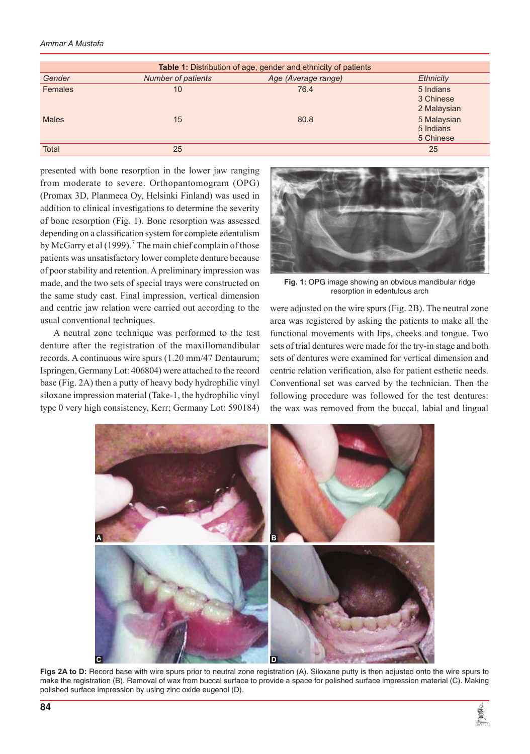| Table 1: Distribution of age, gender and ethnicity of patients | | | |
|---|---|---|---|
| *Gender* | *Number of patients* | *Age (Average range)* | *Ethnicity* |
| Females | 10 | 76.4 | 5 Indians<br>3 Chinese<br>2 Malaysian |
| Males | 15 | 80.8 | 5 Malaysian<br>5 Indians<br>5 Chinese |
| Total | 25 | | 25 |

presented with bone resorption in the lower jaw ranging from moderate to severe. Orthopantomogram (OPG) (Promax 3D, Planmeca Oy, Helsinki Finland) was used in addition to clinical investigations to determine the severity of bone resorption (Fig. 1). Bone resorption was assessed depending on a classification system for complete edentulism by McGarry et al (1999).[7] The main chief complain of those patients was unsatisfactory lower complete denture because of poor stability and retention. A preliminary impression was made, and the two sets of special trays were constructed on the same study cast. Final impression, vertical dimension and centric jaw relation were carried out according to the usual conventional techniques.

**Fig. 1:** OPG image showing an obvious mandibular ridge resorption in edentulous arch

A neutral zone technique was performed to the test denture after the registration of the maxillomandibular records. A continuous wire spurs (1.20 mm/47 Dentaurum; Ispringen, Germany Lot: 406804) were attached to the record base (Fig. 2A) then a putty of heavy body hydrophilic vinyl siloxane impression material (Take-1, the hydrophilic vinyl type 0 very high consistency, Kerr; Germany Lot: 590184) were adjusted on the wire spurs (Fig. 2B). The neutral zone area was registered by asking the patients to make all the functional movements with lips, cheeks and tongue. Two sets of trial dentures were made for the try-in stage and both sets of dentures were examined for vertical dimension and centric relation verification, also for patient esthetic needs. Conventional set was carved by the technician. Then the following procedure was followed for the test dentures: the wax was removed from the buccal, labial and lingual

**Figs 2A to D:** Record base with wire spurs prior to neutral zone registration (A). Siloxane putty is then adjusted onto the wire spurs to make the registration (B). Removal of wax from buccal surface to provide a space for polished surface impression material (C). Making polished surface impression by using zinc oxide eugenol (D).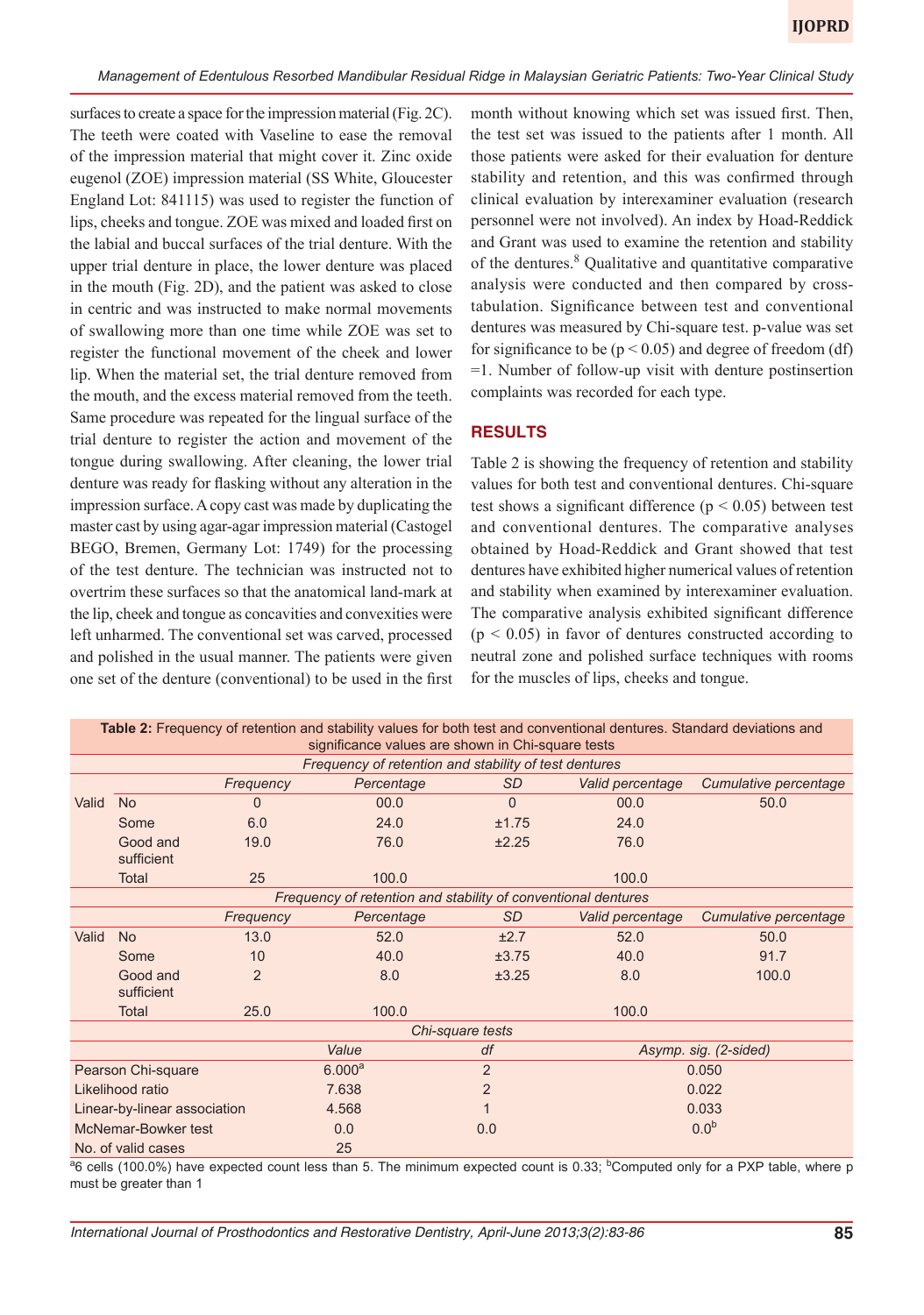surfaces to create a space for the impression material (Fig. 2C). The teeth were coated with Vaseline to ease the removal of the impression material that might cover it. Zinc oxide eugenol (ZOE) impression material (SS White, Gloucester England Lot: 841115) was used to register the function of lips, cheeks and tongue. ZOE was mixed and loaded first on the labial and buccal surfaces of the trial denture. With the upper trial denture in place, the lower denture was placed in the mouth (Fig. 2D), and the patient was asked to close in centric and was instructed to make normal movements of swallowing more than one time while ZOE was set to register the functional movement of the cheek and lower lip. When the material set, the trial denture removed from the mouth, and the excess material removed from the teeth. Same procedure was repeated for the lingual surface of the trial denture to register the action and movement of the tongue during swallowing. After cleaning, the lower trial denture was ready for flasking without any alteration in the impression surface. A copy cast was made by duplicating the master cast by using agar-agar impression material (Castogel BEGO, Bremen, Germany Lot: 1749) for the processing of the test denture. The technician was instructed not to overtrim these surfaces so that the anatomical land-mark at the lip, cheek and tongue as concavities and convexities were left unharmed. The conventional set was carved, processed and polished in the usual manner. The patients were given one set of the denture (conventional) to be used in the first month without knowing which set was issued first. Then, the test set was issued to the patients after 1 month. All those patients were asked for their evaluation for denture stability and retention, and this was confirmed through clinical evaluation by interexaminer evaluation (research personnel were not involved). An index by Hoad-Reddick and Grant was used to examine the retention and stability of the dentures.[8] Qualitative and quantitative comparative analysis were conducted and then compared by cross-tabulation. Significance between test and conventional dentures was measured by Chi-square test. p-value was set for significance to be ($p < 0.05$) and degree of freedom (df) =1. Number of follow-up visit with denture postinsertion complaints was recorded for each type.

## RESULTS

Table 2 is showing the frequency of retention and stability values for both test and conventional dentures. Chi-square test shows a significant difference ($p < 0.05$) between test and conventional dentures. The comparative analyses obtained by Hoad-Reddick and Grant showed that test dentures have exhibited higher numerical values of retention and stability when examined by interexaminer evaluation. The comparative analysis exhibited significant difference ($p < 0.05$) in favor of dentures constructed according to neutral zone and polished surface techniques with rooms for the muscles of lips, cheeks and tongue.

**Table 2:** Frequency of retention and stability values for both test and conventional dentures. Standard deviations and significance values are shown in Chi-square tests

| | | *Frequency of retention and stability of test dentures* | | | | |
|---|---|---|---|---|---|---|
| | | *Frequency* | *Percentage* | *SD* | *Valid percentage* | *Cumulative percentage* |
| Valid | No | 0 | 00.0 | 0 | 00.0 | 50.0 |
| | Some | 6.0 | 24.0 | ±1.75 | 24.0 | |
| | Good and sufficient | 19.0 | 76.0 | ±2.25 | 76.0 | |
| | Total | 25 | 100.0 | | 100.0 | |
| | | *Frequency of retention and stability of conventional dentures* | | | | |
| | | *Frequency* | *Percentage* | *SD* | *Valid percentage* | *Cumulative percentage* |
| Valid | No | 13.0 | 52.0 | ±2.7 | 52.0 | 50.0 |
| | Some | 10 | 40.0 | ±3.75 | 40.0 | 91.7 |
| | Good and sufficient | 2 | 8.0 | ±3.25 | 8.0 | 100.0 |
| | Total | 25.0 | 100.0 | | 100.0 | |
| | | *Chi-square tests* | | | | |
| | | | *Value* | *df* | *Asymp. sig. (2-sided)* | |
| Pearson Chi-square | | | 6.000[a] | 2 | 0.050 | |
| Likelihood ratio | | | 7.638 | 2 | 0.022 | |
| Linear-by-linear association | | | 4.568 | 1 | 0.033 | |
| McNemar-Bowker test | | | 0.0 | 0.0 | 0.0[b] | |
| No. of valid cases | | | 25 | | | |

[a]6 cells (100.0%) have expected count less than 5. The minimum expected count is 0.33; [b]Computed only for a PXP table, where p must be greater than 1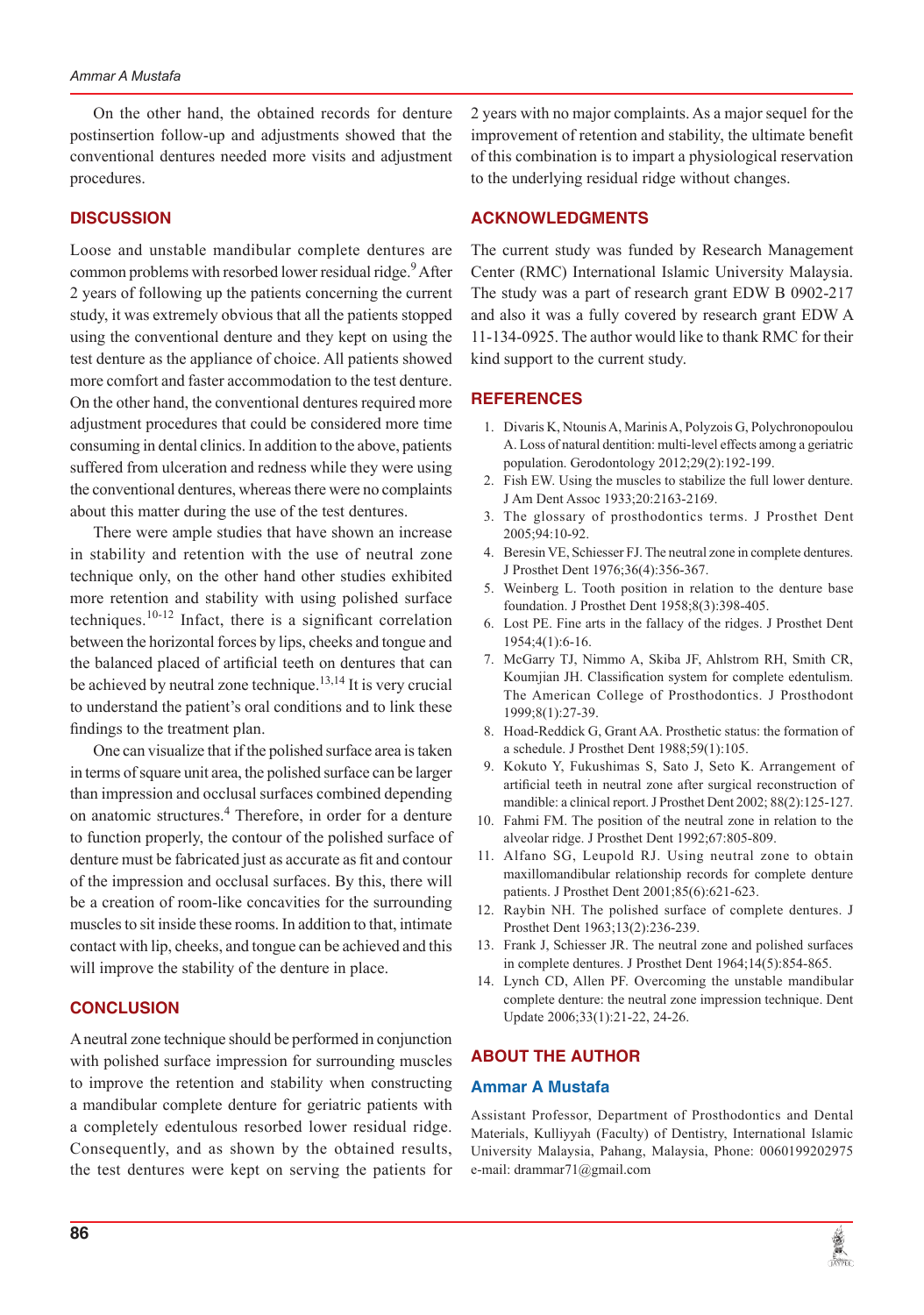On the other hand, the obtained records for denture postinsertion follow-up and adjustments showed that the conventional dentures needed more visits and adjustment procedures.

## DISCUSSION

Loose and unstable mandibular complete dentures are common problems with resorbed lower residual ridge.[9] After 2 years of following up the patients concerning the current study, it was extremely obvious that all the patients stopped using the conventional denture and they kept on using the test denture as the appliance of choice. All patients showed more comfort and faster accommodation to the test denture. On the other hand, the conventional dentures required more adjustment procedures that could be considered more time consuming in dental clinics. In addition to the above, patients suffered from ulceration and redness while they were using the conventional dentures, whereas there were no complaints about this matter during the use of the test dentures.

There were ample studies that have shown an increase in stability and retention with the use of neutral zone technique only, on the other hand other studies exhibited more retention and stability with using polished surface techniques.[10-12] Infact, there is a significant correlation between the horizontal forces by lips, cheeks and tongue and the balanced placed of artificial teeth on dentures that can be achieved by neutral zone technique.[13,14] It is very crucial to understand the patient's oral conditions and to link these findings to the treatment plan.

One can visualize that if the polished surface area is taken in terms of square unit area, the polished surface can be larger than impression and occlusal surfaces combined depending on anatomic structures.[4] Therefore, in order for a denture to function properly, the contour of the polished surface of denture must be fabricated just as accurate as fit and contour of the impression and occlusal surfaces. By this, there will be a creation of room-like concavities for the surrounding muscles to sit inside these rooms. In addition to that, intimate contact with lip, cheeks, and tongue can be achieved and this will improve the stability of the denture in place.

## CONCLUSION

A neutral zone technique should be performed in conjunction with polished surface impression for surrounding muscles to improve the retention and stability when constructing a mandibular complete denture for geriatric patients with a completely edentulous resorbed lower residual ridge. Consequently, and as shown by the obtained results, the test dentures were kept on serving the patients for 2 years with no major complaints. As a major sequel for the improvement of retention and stability, the ultimate benefit of this combination is to impart a physiological reservation to the underlying residual ridge without changes.

## ACKNOWLEDGMENTS

The current study was funded by Research Management Center (RMC) International Islamic University Malaysia. The study was a part of research grant EDW B 0902-217 and also it was a fully covered by research grant EDW A 11-134-0925. The author would like to thank RMC for their kind support to the current study.

## REFERENCES

1. Divaris K, Ntounis A, Marinis A, Polyzois G, Polychronopoulou A. Loss of natural dentition: multi-level effects among a geriatric population. Gerodontology 2012;29(2):192-199.
2. Fish EW. Using the muscles to stabilize the full lower denture. J Am Dent Assoc 1933;20:2163-2169.
3. The glossary of prosthodontics terms. J Prosthet Dent 2005;94:10-92.
4. Beresin VE, Schiesser FJ. The neutral zone in complete dentures. J Prosthet Dent 1976;36(4):356-367.
5. Weinberg L. Tooth position in relation to the denture base foundation. J Prosthet Dent 1958;8(3):398-405.
6. Lost PE. Fine arts in the fallacy of the ridges. J Prosthet Dent 1954;4(1):6-16.
7. McGarry TJ, Nimmo A, Skiba JF, Ahlstrom RH, Smith CR, Koumjian JH. Classification system for complete edentulism. The American College of Prosthodontics. J Prosthodont 1999;8(1):27-39.
8. Hoad-Reddick G, Grant AA. Prosthetic status: the formation of a schedule. J Prosthet Dent 1988;59(1):105.
9. Kokuto Y, Fukushimas S, Sato J, Seto K. Arrangement of artificial teeth in neutral zone after surgical reconstruction of mandible: a clinical report. J Prosthet Dent 2002; 88(2):125-127.
10. Fahmi FM. The position of the neutral zone in relation to the alveolar ridge. J Prosthet Dent 1992;67:805-809.
11. Alfano SG, Leupold RJ. Using neutral zone to obtain maxillomandibular relationship records for complete denture patients. J Prosthet Dent 2001;85(6):621-623.
12. Raybin NH. The polished surface of complete dentures. J Prosthet Dent 1963;13(2):236-239.
13. Frank J, Schiesser JR. The neutral zone and polished surfaces in complete dentures. J Prosthet Dent 1964;14(5):854-865.
14. Lynch CD, Allen PF. Overcoming the unstable mandibular complete denture: the neutral zone impression technique. Dent Update 2006;33(1):21-22, 24-26.

## ABOUT THE AUTHOR

### Ammar A Mustafa

Assistant Professor, Department of Prosthodontics and Dental Materials, Kulliyyah (Faculty) of Dentistry, International Islamic University Malaysia, Pahang, Malaysia, Phone: 0060199202975 e-mail: drammar71@gmail.com